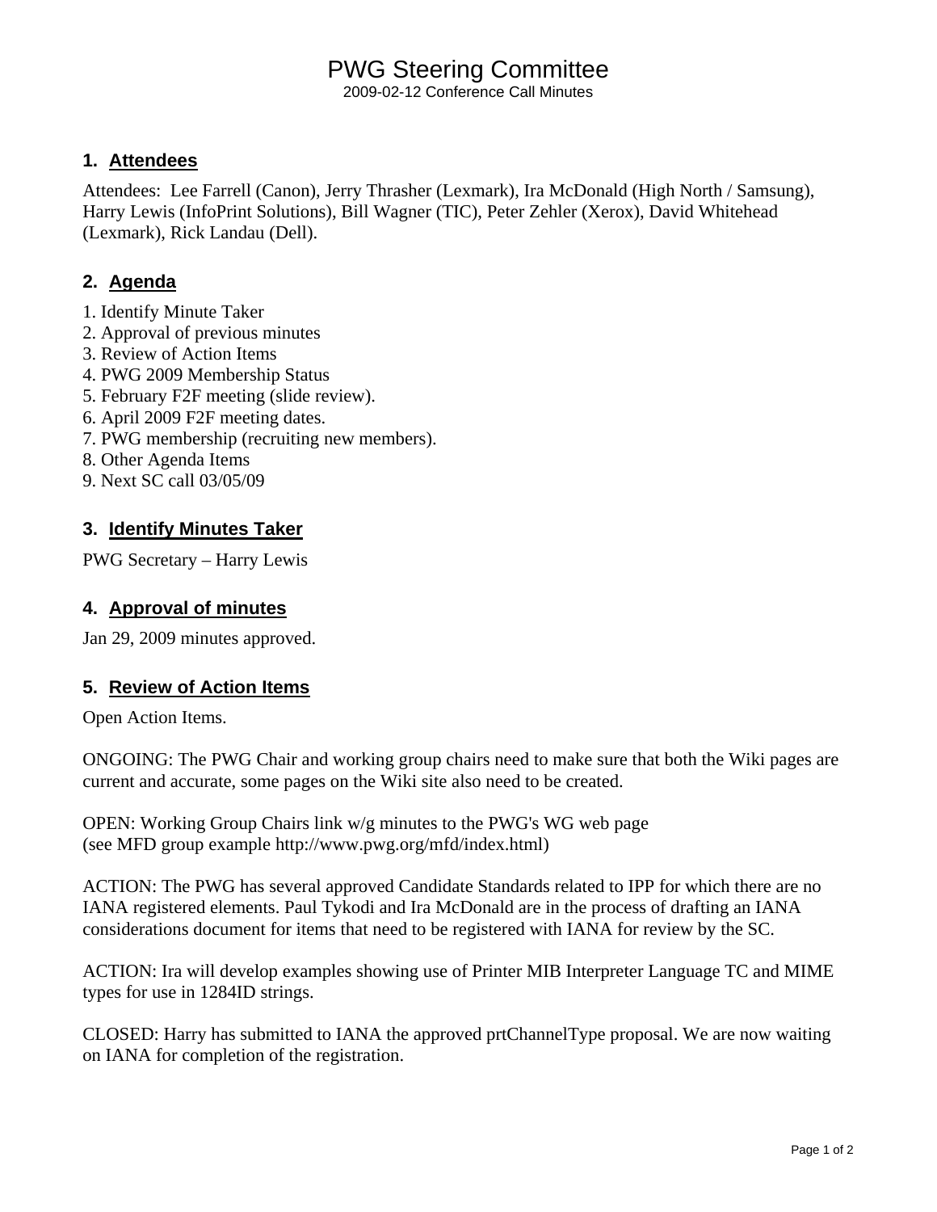# PWG Steering Committee

2009-02-12 Conference Call Minutes

## 1. Attendees

Attendees: Lee Farrell (Canon), Jerry Thrasher (Lexmark), Ira McDonald (High North / Samsung), Harry Lewis (InfoPrint Solutions), Bill Wagner (TIC), Peter Zehler (Xerox), David Whitehead (Lexmark), Rick Landau (Dell).

## 2. Agenda

1. Identify Minute Taker
2. Approval of previous minutes
3. Review of Action Items
4. PWG 2009 Membership Status
5. February F2F meeting (slide review).
6. April 2009 F2F meeting dates.
7. PWG membership (recruiting new members).
8. Other Agenda Items
9. Next SC call 03/05/09

## 3. Identify Minutes Taker

PWG Secretary – Harry Lewis

## 4. Approval of minutes

Jan 29, 2009 minutes approved.

## 5. Review of Action Items

Open Action Items.

ONGOING: The PWG Chair and working group chairs need to make sure that both the Wiki pages are current and accurate, some pages on the Wiki site also need to be created.

OPEN: Working Group Chairs link w/g minutes to the PWG's WG web page
(see MFD group example http://www.pwg.org/mfd/index.html)

ACTION: The PWG has several approved Candidate Standards related to IPP for which there are no IANA registered elements. Paul Tykodi and Ira McDonald are in the process of drafting an IANA considerations document for items that need to be registered with IANA for review by the SC.

ACTION: Ira will develop examples showing use of Printer MIB Interpreter Language TC and MIME types for use in 1284ID strings.

CLOSED: Harry has submitted to IANA the approved prtChannelType proposal. We are now waiting on IANA for completion of the registration.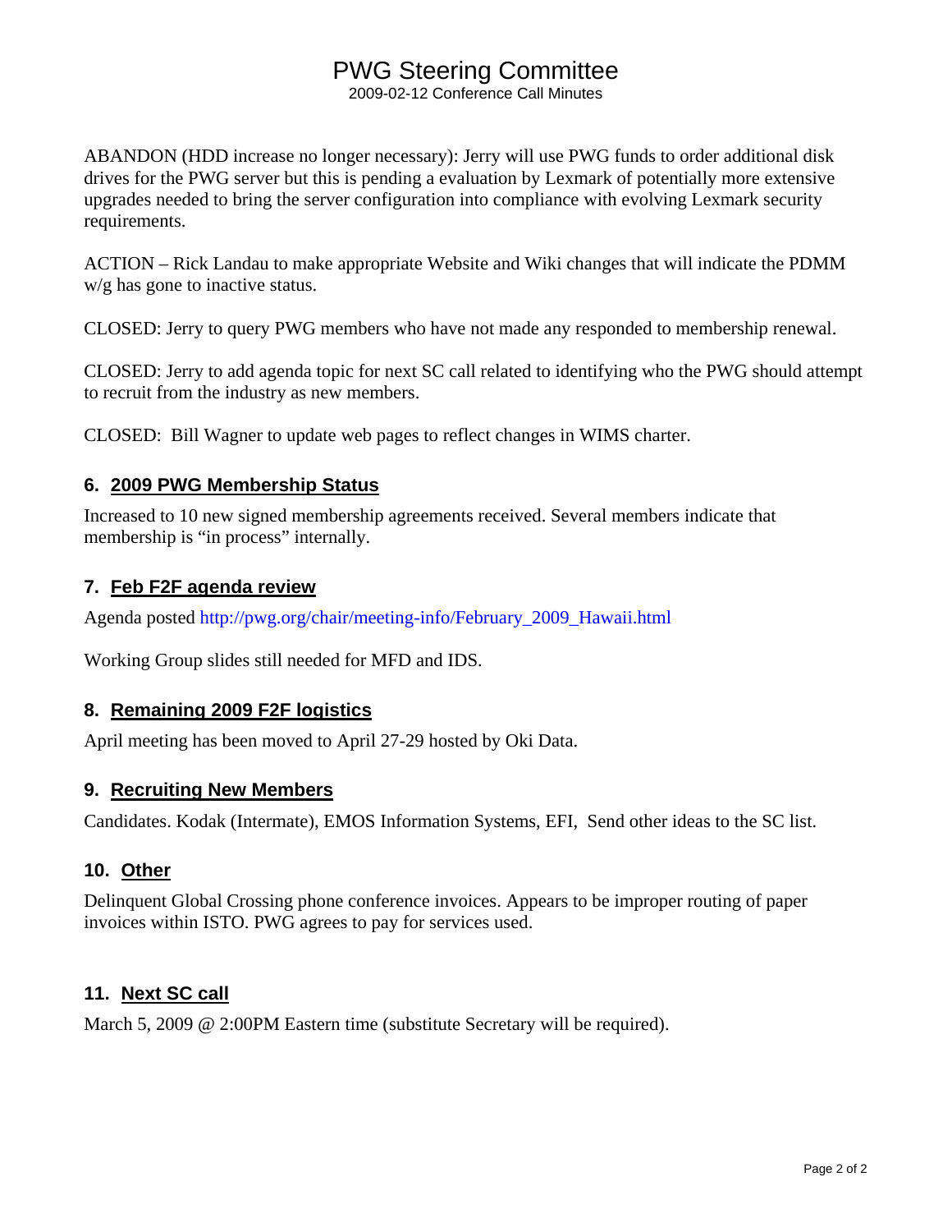ABANDON (HDD increase no longer necessary): Jerry will use PWG funds to order additional disk drives for the PWG server but this is pending a evaluation by Lexmark of potentially more extensive upgrades needed to bring the server configuration into compliance with evolving Lexmark security requirements.

ACTION – Rick Landau to make appropriate Website and Wiki changes that will indicate the PDMM w/g has gone to inactive status.

CLOSED: Jerry to query PWG members who have not made any responded to membership renewal.

CLOSED: Jerry to add agenda topic for next SC call related to identifying who the PWG should attempt to recruit from the industry as new members.

CLOSED: Bill Wagner to update web pages to reflect changes in WIMS charter.

## 6. 2009 PWG Membership Status

Increased to 10 new signed membership agreements received. Several members indicate that membership is "in process" internally.

## 7. Feb F2F agenda review

Agenda posted http://pwg.org/chair/meeting-info/February_2009_Hawaii.html

Working Group slides still needed for MFD and IDS.

## 8. Remaining 2009 F2F logistics

April meeting has been moved to April 27-29 hosted by Oki Data.

## 9. Recruiting New Members

Candidates. Kodak (Intermate), EMOS Information Systems, EFI, Send other ideas to the SC list.

## 10. Other

Delinquent Global Crossing phone conference invoices. Appears to be improper routing of paper invoices within ISTO. PWG agrees to pay for services used.

## 11. Next SC call

March 5, 2009 @ 2:00PM Eastern time (substitute Secretary will be required).